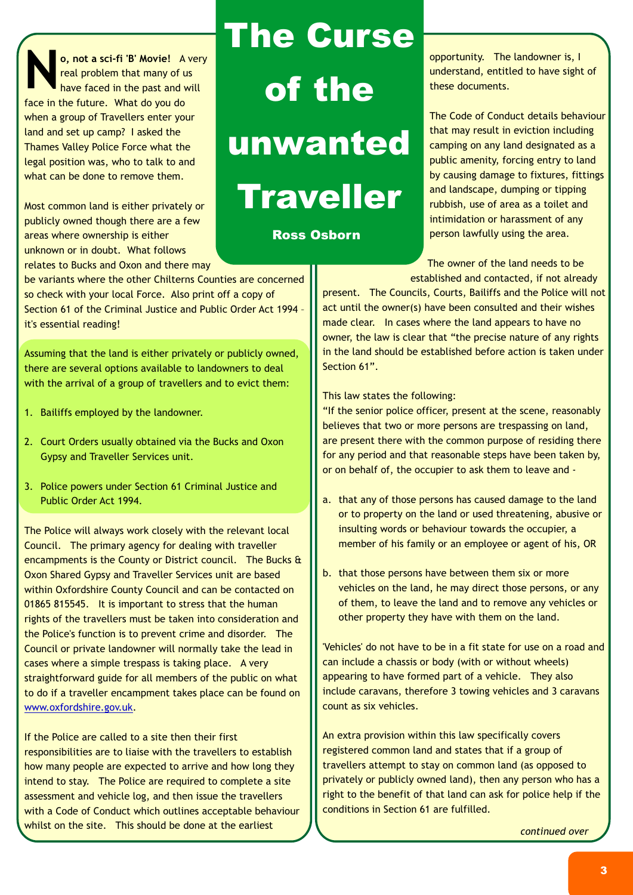# The Curse of the unwanted Traveller

**Ross Osborn**

**No, not a sci-fi 'B' Movie!** A very real problem that many of us have faced in the past and will face in the future. What do you do when a group of Travellers enter your land and set up camp? I asked the Thames Valley Police Force what the legal position was, who to talk to and what can be done to remove them.

Most common land is either privately or publicly owned though there are a few areas where ownership is either unknown or in doubt. What follows relates to Bucks and Oxon and there may be variants where the other Chilterns Counties are concerned so check with your local Force. Also print off a copy of Section 61 of the Criminal Justice and Public Order Act 1994 – it's essential reading!

Assuming that the land is either privately or publicly owned, there are several options available to landowners to deal with the arrival of a group of travellers and to evict them:

1. Bailiffs employed by the landowner.
2. Court Orders usually obtained via the Bucks and Oxon Gypsy and Traveller Services unit.
3. Police powers under Section 61 Criminal Justice and Public Order Act 1994.

The Police will always work closely with the relevant local Council. The primary agency for dealing with traveller encampments is the County or District council. The Bucks & Oxon Shared Gypsy and Traveller Services unit are based within Oxfordshire County Council and can be contacted on 01865 815545. It is important to stress that the human rights of the travellers must be taken into consideration and the Police's function is to prevent crime and disorder. The Council or private landowner will normally take the lead in cases where a simple trespass is taking place. A very straightforward guide for all members of the public on what to do if a traveller encampment takes place can be found on www.oxfordshire.gov.uk.

If the Police are called to a site then their first responsibilities are to liaise with the travellers to establish how many people are expected to arrive and how long they intend to stay. The Police are required to complete a site assessment and vehicle log, and then issue the travellers with a Code of Conduct which outlines acceptable behaviour whilst on the site. This should be done at the earliest opportunity. The landowner is, I understand, entitled to have sight of these documents.

The Code of Conduct details behaviour that may result in eviction including camping on any land designated as a public amenity, forcing entry to land by causing damage to fixtures, fittings and landscape, dumping or tipping rubbish, use of area as a toilet and intimidation or harassment of any person lawfully using the area.

The owner of the land needs to be established and contacted, if not already present. The Councils, Courts, Bailiffs and the Police will not act until the owner(s) have been consulted and their wishes made clear. In cases where the land appears to have no owner, the law is clear that "the precise nature of any rights in the land should be established before action is taken under Section 61".

This law states the following:

"If the senior police officer, present at the scene, reasonably believes that two or more persons are trespassing on land, are present there with the common purpose of residing there for any period and that reasonable steps have been taken by, or on behalf of, the occupier to ask them to leave and -

a. that any of those persons has caused damage to the land or to property on the land or used threatening, abusive or insulting words or behaviour towards the occupier, a member of his family or an employee or agent of his, OR
b. that those persons have between them six or more vehicles on the land, he may direct those persons, or any of them, to leave the land and to remove any vehicles or other property they have with them on the land.

'Vehicles' do not have to be in a fit state for use on a road and can include a chassis or body (with or without wheels) appearing to have formed part of a vehicle. They also include caravans, therefore 3 towing vehicles and 3 caravans count as six vehicles.

An extra provision within this law specifically covers registered common land and states that if a group of travellers attempt to stay on common land (as opposed to privately or publicly owned land), then any person who has a right to the benefit of that land can ask for police help if the conditions in Section 61 are fulfilled.

*continued over*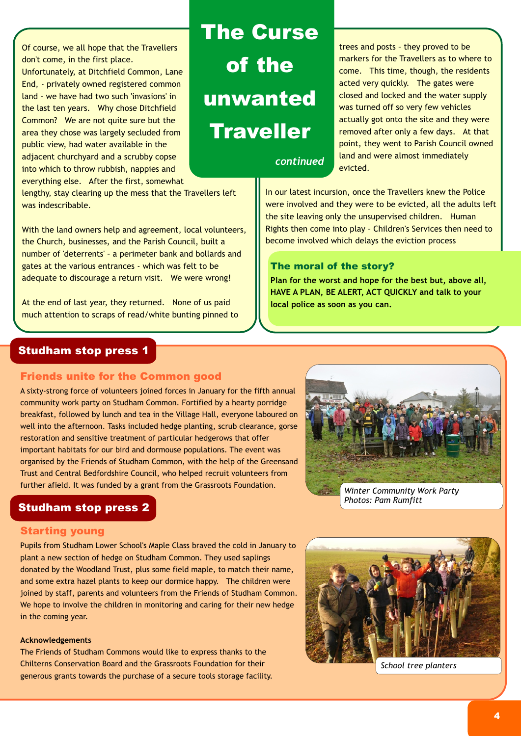# The Curse of the unwanted Traveller

*continued*

Of course, we all hope that the Travellers don't come, in the first place. Unfortunately, at Ditchfield Common, Lane End, - privately owned registered common land - we have had two such 'invasions' in the last ten years. Why chose Ditchfield Common? We are not quite sure but the area they chose was largely secluded from public view, had water available in the adjacent churchyard and a scrubby copse into which to throw rubbish, nappies and everything else. After the first, somewhat lengthy, stay clearing up the mess that the Travellers left was indescribable.

With the land owners help and agreement, local volunteers, the Church, businesses, and the Parish Council, built a number of 'deterrents' – a perimeter bank and bollards and gates at the various entrances - which was felt to be adequate to discourage a return visit. We were wrong!

At the end of last year, they returned. None of us paid much attention to scraps of read/white bunting pinned to trees and posts – they proved to be markers for the Travellers as to where to come. This time, though, the residents acted very quickly. The gates were closed and locked and the water supply was turned off so very few vehicles actually got onto the site and they were removed after only a few days. At that point, they went to Parish Council owned land and were almost immediately evicted.

In our latest incursion, once the Travellers knew the Police were involved and they were to be evicted, all the adults left the site leaving only the unsupervised children. Human Rights then come into play – Children's Services then need to become involved which delays the eviction process

### The moral of the story?

**Plan for the worst and hope for the best but, above all, HAVE A PLAN, BE ALERT, ACT QUICKLY and talk to your local police as soon as you can.**

## Studham stop press 1

### Friends unite for the Common good

A sixty-strong force of volunteers joined forces in January for the fifth annual community work party on Studham Common. Fortified by a hearty porridge breakfast, followed by lunch and tea in the Village Hall, everyone laboured on well into the afternoon. Tasks included hedge planting, scrub clearance, gorse restoration and sensitive treatment of particular hedgerows that offer important habitats for our bird and dormouse populations. The event was organised by the Friends of Studham Common, with the help of the Greensand Trust and Central Bedfordshire Council, who helped recruit volunteers from further afield. It was funded by a grant from the Grassroots Foundation.

*Winter Community Work Party*
*Photos: Pam Rumfitt*

## Studham stop press 2

### Starting young

Pupils from Studham Lower School's Maple Class braved the cold in January to plant a new section of hedge on Studham Common. They used saplings donated by the Woodland Trust, plus some field maple, to match their name, and some extra hazel plants to keep our dormice happy. The children were joined by staff, parents and volunteers from the Friends of Studham Common. We hope to involve the children in monitoring and caring for their new hedge in the coming year.

*School tree planters*

**Acknowledgements**

The Friends of Studham Commons would like to express thanks to the Chilterns Conservation Board and the Grassroots Foundation for their generous grants towards the purchase of a secure tools storage facility.